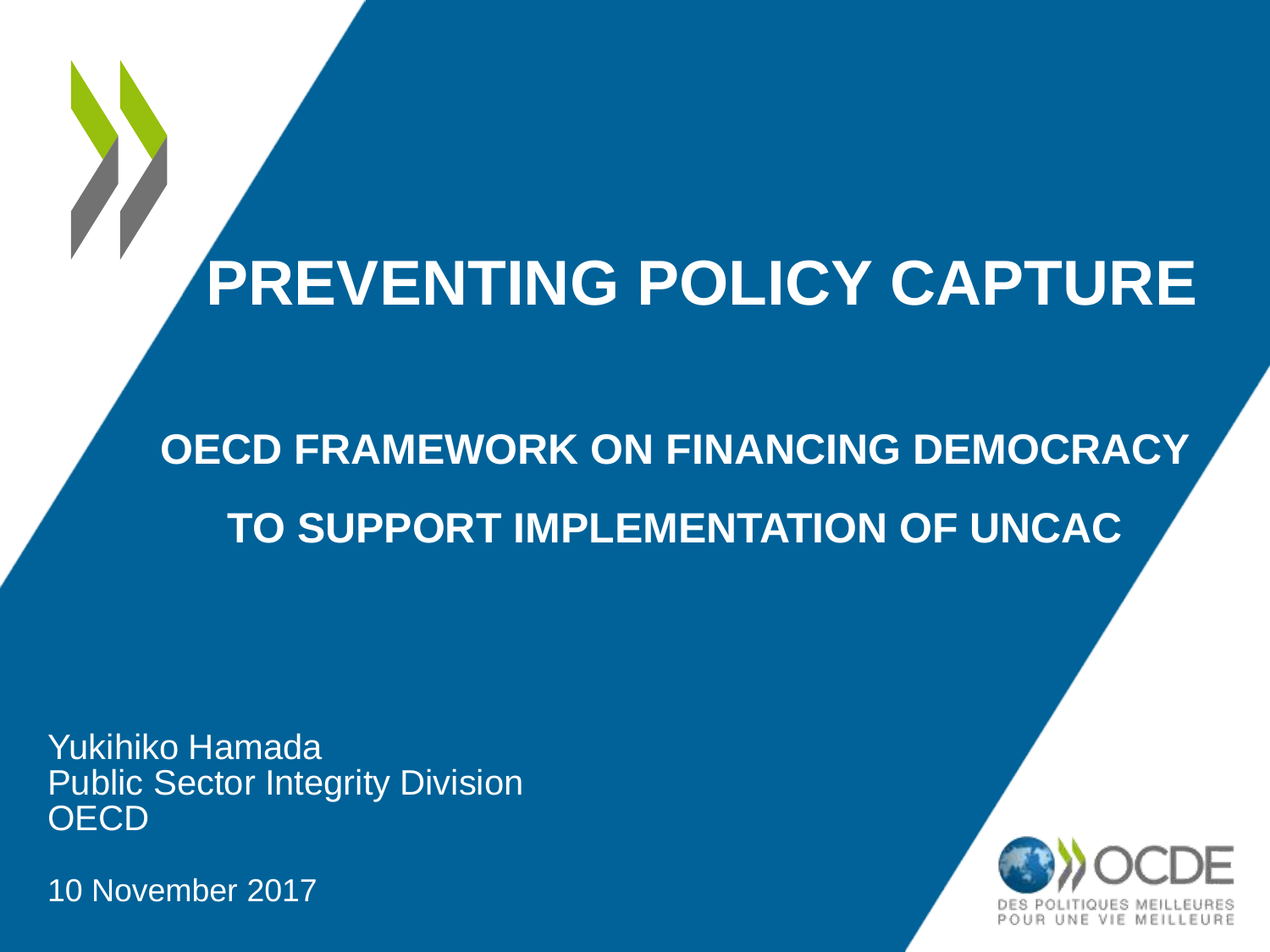# PREVENTING POLICY CAPTURE

## OECD FRAMEWORK ON FINANCING DEMOCRACY

## TO SUPPORT IMPLEMENTATION OF UNCAC

Yukihiko Hamada
Public Sector Integrity Division
OECD

10 November 2017

OCDE
DES POLITIQUES MEILLEURES POUR UNE VIE MEILLEURE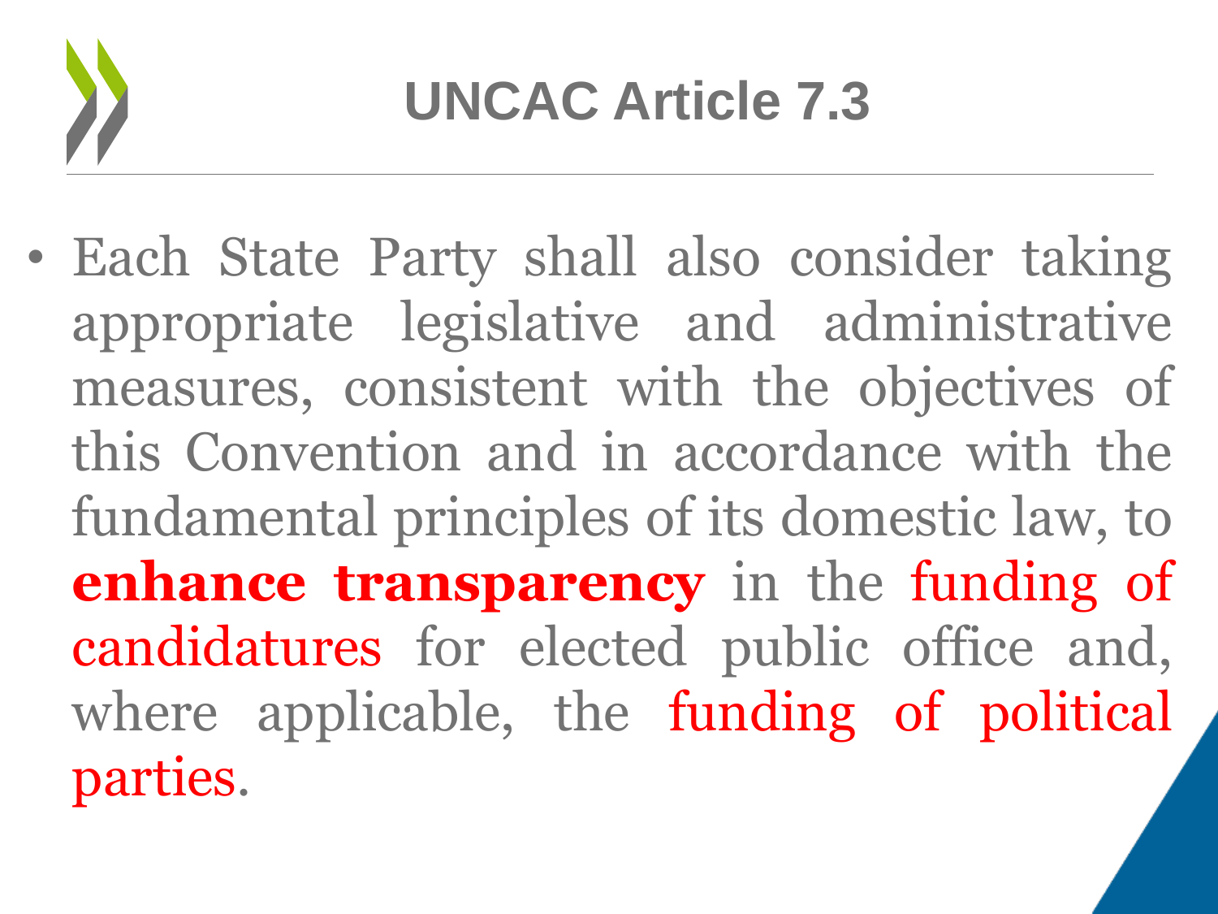# UNCAC Article 7.3

- Each State Party shall also consider taking appropriate legislative and administrative measures, consistent with the objectives of this Convention and in accordance with the fundamental principles of its domestic law, to **enhance transparency** in the funding of candidatures for elected public office and, where applicable, the funding of political parties.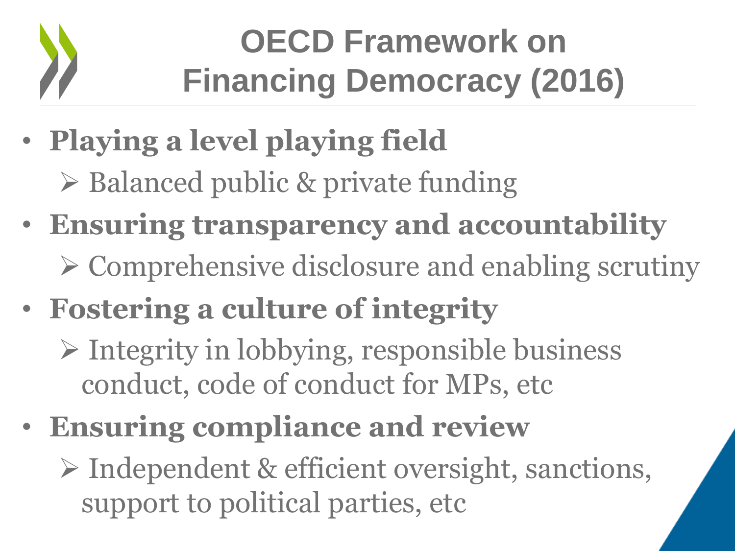# OECD Framework on Financing Democracy (2016)

- **Playing a level playing field**
  - Balanced public & private funding
- **Ensuring transparency and accountability**
  - Comprehensive disclosure and enabling scrutiny
- **Fostering a culture of integrity**
  - Integrity in lobbying, responsible business conduct, code of conduct for MPs, etc
- **Ensuring compliance and review**
  - Independent & efficient oversight, sanctions, support to political parties, etc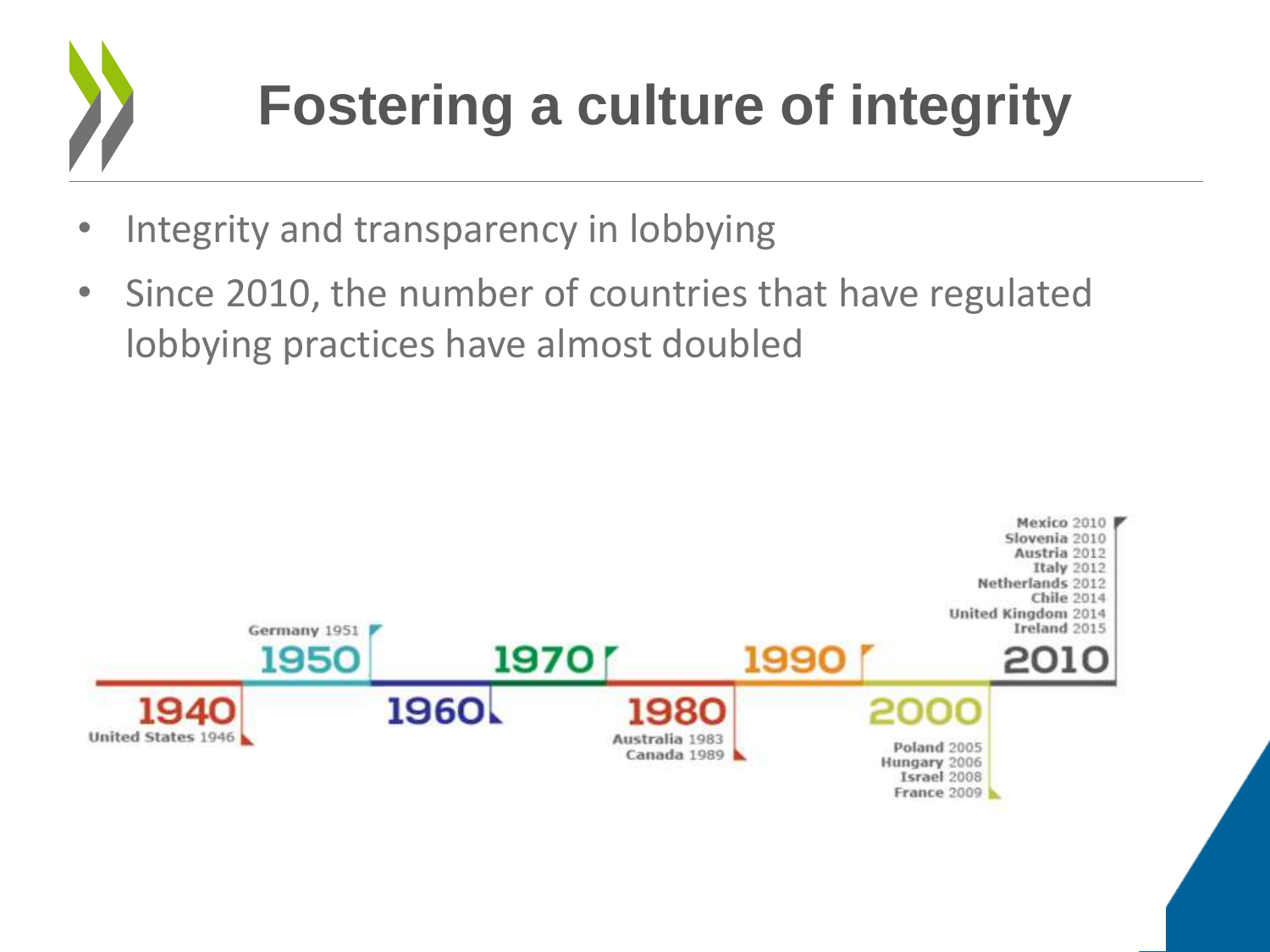# Fostering a culture of integrity

- Integrity and transparency in lobbying
- Since 2010, the number of countries that have regulated lobbying practices have almost doubled

1940
United States 1946

Germany 1951
1950

1960

1970

1980
Australia 1983
Canada 1989

1990

2000
Poland 2005
Hungary 2006
Israel 2008
France 2009

Mexico 2010
Slovenia 2010
Austria 2012
Italy 2012
Netherlands 2012
Chile 2014
United Kingdom 2014
Ireland 2015
2010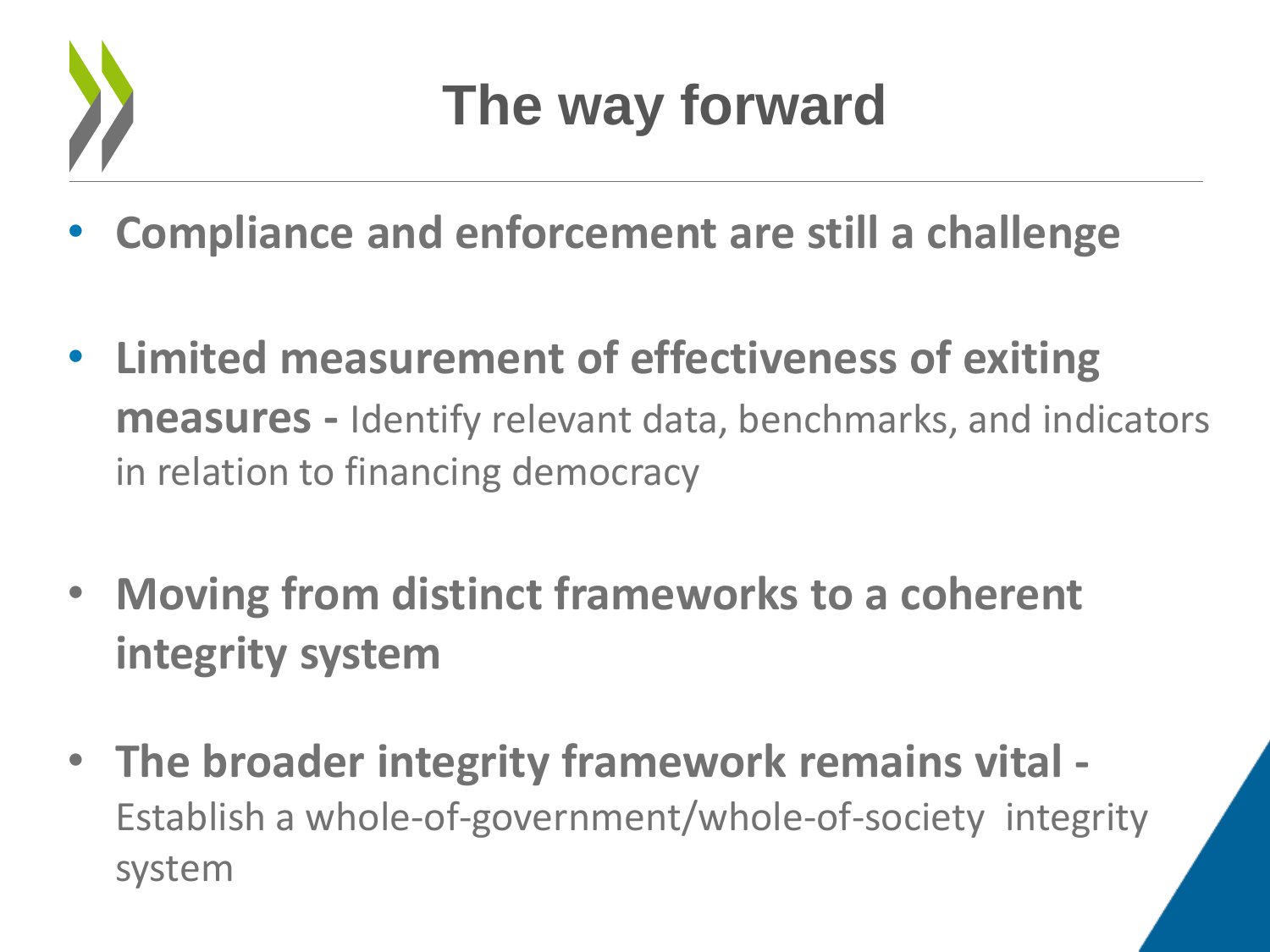# The way forward

- **Compliance and enforcement are still a challenge**

- **Limited measurement of effectiveness of exiting measures -** Identify relevant data, benchmarks, and indicators in relation to financing democracy

- **Moving from distinct frameworks to a coherent integrity system**

- **The broader integrity framework remains vital -** Establish a whole-of-government/whole-of-society integrity system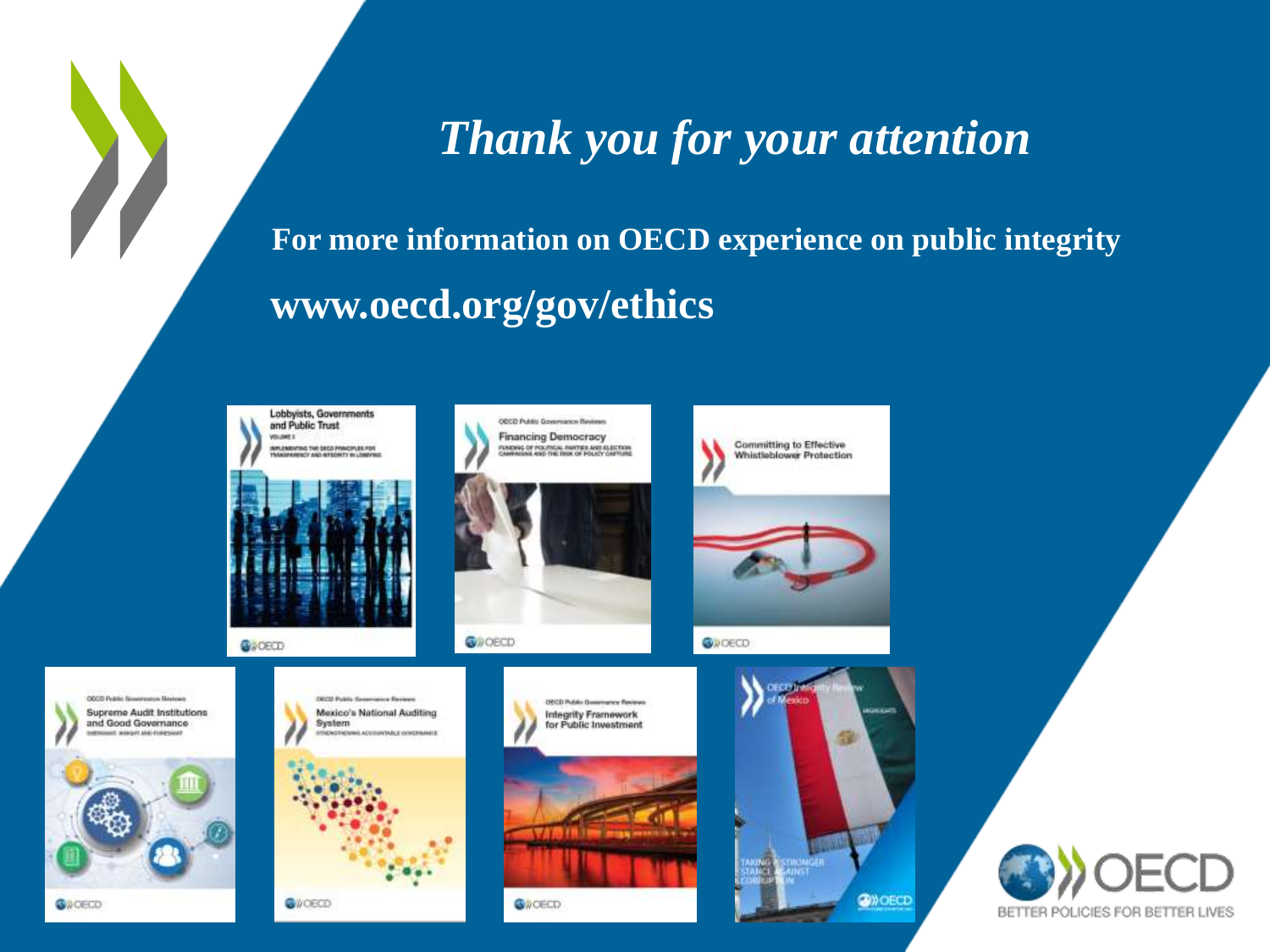*Thank you for your attention*

**For more information on OECD experience on public integrity**

**www.oecd.org/gov/ethics**